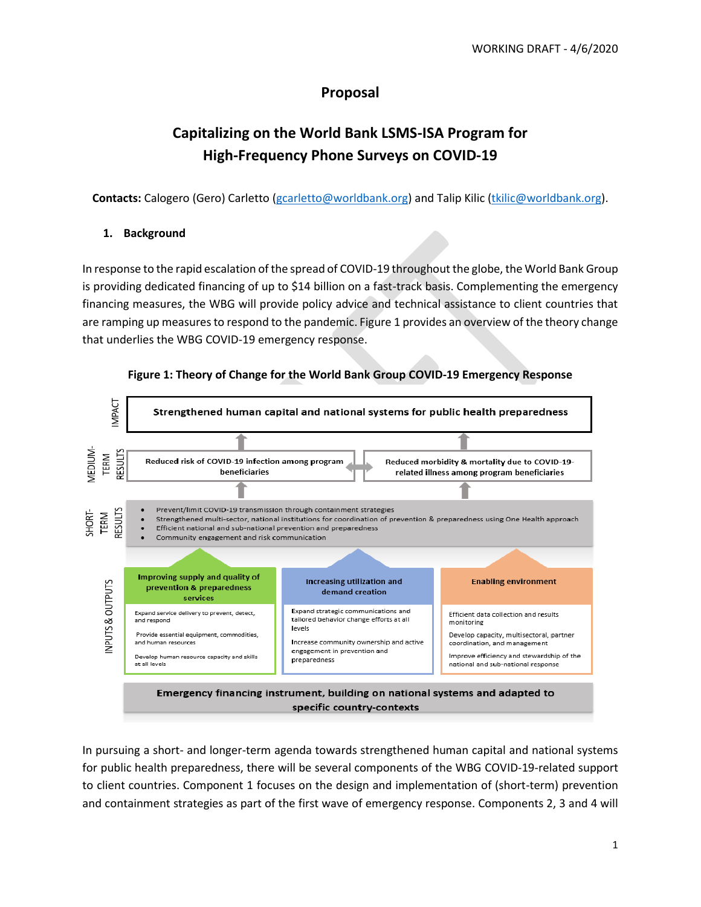# Proposal

## Capitalizing on the World Bank LSMS-ISA Program for High-Frequency Phone Surveys on COVID-19

**Contacts:** Calogero (Gero) Carletto (gcarletto@worldbank.org) and Talip Kilic (tkilic@worldbank.org).

### 1. Background

In response to the rapid escalation of the spread of COVID-19 throughout the globe, the World Bank Group is providing dedicated financing of up to $14 billion on a fast-track basis. Complementing the emergency financing measures, the WBG will provide policy advice and technical assistance to client countries that are ramping up measures to respond to the pandemic. Figure 1 provides an overview of the theory change that underlies the WBG COVID-19 emergency response.

**Figure 1: Theory of Change for the World Bank Group COVID-19 Emergency Response**

IMPACT

Strengthened human capital and national systems for public health preparedness

MEDIUM-TERM RESULTS

Reduced risk of COVID-19 infection among program beneficiaries

Reduced morbidity & mortality due to COVID-19-related illness among program beneficiaries

SHORT-TERM RESULTS

- Prevent/limit COVID-19 transmission through containment strategies
- Strengthened multi-sector, national institutions for coordination of prevention & preparedness using One Health approach
- Efficient national and sub-national prevention and preparedness
- Community engagement and risk communication

INPUTS & OUTPUTS

Improving supply and quality of prevention & preparedness services

Expand service delivery to prevent, detect, and respond

Provide essential equipment, commodities, and human resources

Develop human resource capacity and skills at all levels

Increasing utilization and demand creation

Expand strategic communications and tailored behavior change efforts at all levels

Increase community ownership and active engagement in prevention and preparedness

Enabling environment

Efficient data collection and results monitoring

Develop capacity, multisectoral, partner coordination, and management

Improve efficiency and stewardship of the national and sub-national response

Emergency financing instrument, building on national systems and adapted to specific country-contexts

In pursuing a short- and longer-term agenda towards strengthened human capital and national systems for public health preparedness, there will be several components of the WBG COVID-19-related support to client countries. Component 1 focuses on the design and implementation of (short-term) prevention and containment strategies as part of the first wave of emergency response. Components 2, 3 and 4 will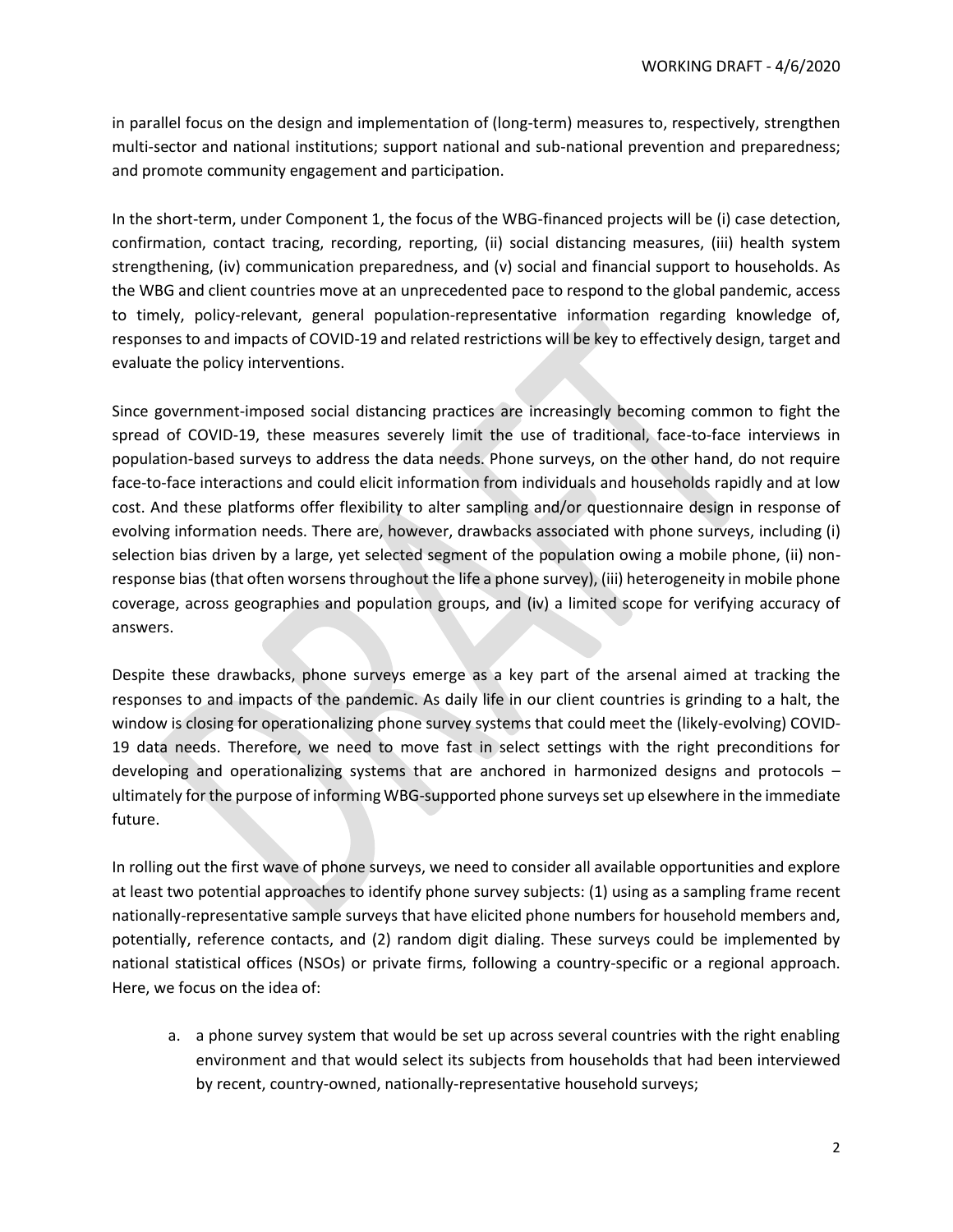in parallel focus on the design and implementation of (long-term) measures to, respectively, strengthen multi-sector and national institutions; support national and sub-national prevention and preparedness; and promote community engagement and participation.

In the short-term, under Component 1, the focus of the WBG-financed projects will be (i) case detection, confirmation, contact tracing, recording, reporting, (ii) social distancing measures, (iii) health system strengthening, (iv) communication preparedness, and (v) social and financial support to households. As the WBG and client countries move at an unprecedented pace to respond to the global pandemic, access to timely, policy-relevant, general population-representative information regarding knowledge of, responses to and impacts of COVID-19 and related restrictions will be key to effectively design, target and evaluate the policy interventions.

Since government-imposed social distancing practices are increasingly becoming common to fight the spread of COVID-19, these measures severely limit the use of traditional, face-to-face interviews in population-based surveys to address the data needs. Phone surveys, on the other hand, do not require face-to-face interactions and could elicit information from individuals and households rapidly and at low cost. And these platforms offer flexibility to alter sampling and/or questionnaire design in response of evolving information needs. There are, however, drawbacks associated with phone surveys, including (i) selection bias driven by a large, yet selected segment of the population owing a mobile phone, (ii) non-response bias (that often worsens throughout the life a phone survey), (iii) heterogeneity in mobile phone coverage, across geographies and population groups, and (iv) a limited scope for verifying accuracy of answers.

Despite these drawbacks, phone surveys emerge as a key part of the arsenal aimed at tracking the responses to and impacts of the pandemic. As daily life in our client countries is grinding to a halt, the window is closing for operationalizing phone survey systems that could meet the (likely-evolving) COVID-19 data needs. Therefore, we need to move fast in select settings with the right preconditions for developing and operationalizing systems that are anchored in harmonized designs and protocols – ultimately for the purpose of informing WBG-supported phone surveys set up elsewhere in the immediate future.

In rolling out the first wave of phone surveys, we need to consider all available opportunities and explore at least two potential approaches to identify phone survey subjects: (1) using as a sampling frame recent nationally-representative sample surveys that have elicited phone numbers for household members and, potentially, reference contacts, and (2) random digit dialing. These surveys could be implemented by national statistical offices (NSOs) or private firms, following a country-specific or a regional approach. Here, we focus on the idea of:

a. a phone survey system that would be set up across several countries with the right enabling environment and that would select its subjects from households that had been interviewed by recent, country-owned, nationally-representative household surveys;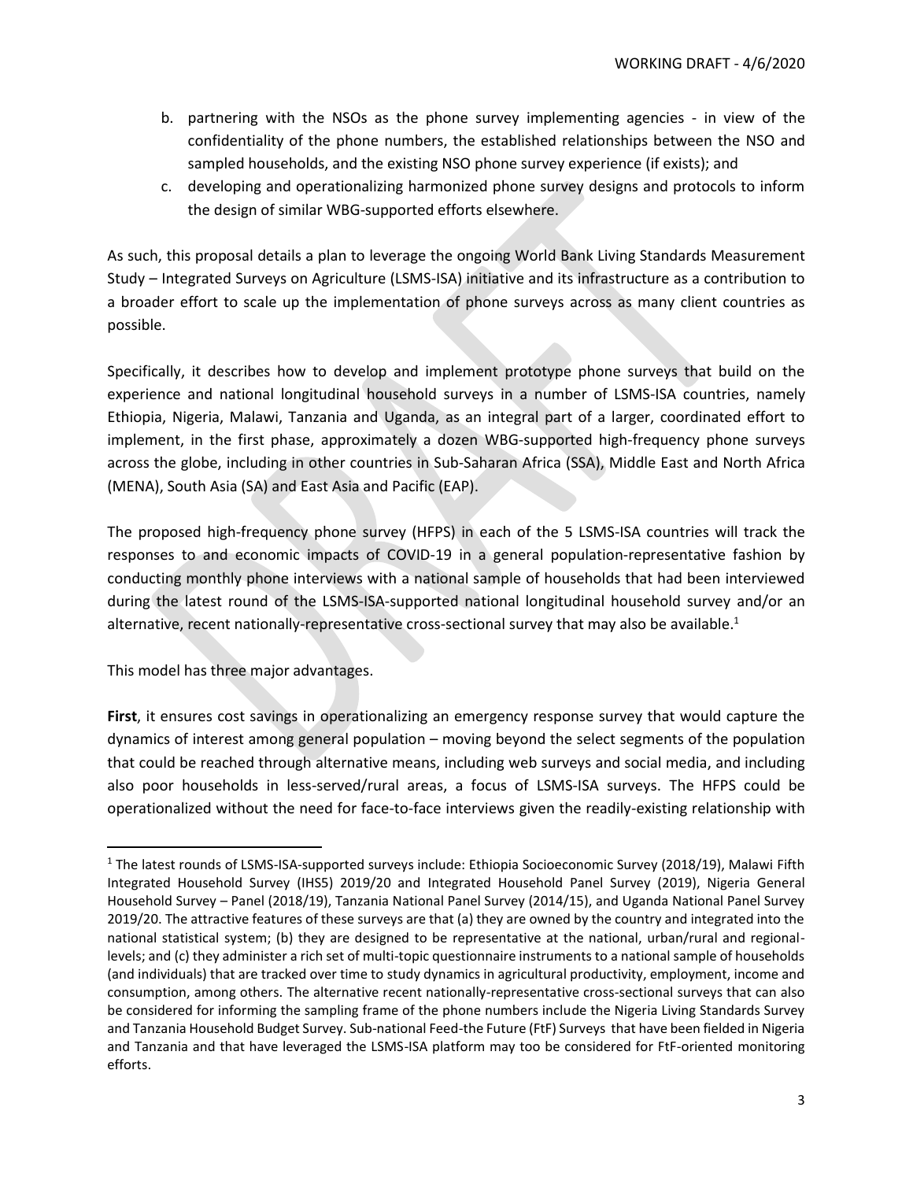b. partnering with the NSOs as the phone survey implementing agencies - in view of the confidentiality of the phone numbers, the established relationships between the NSO and sampled households, and the existing NSO phone survey experience (if exists); and
c. developing and operationalizing harmonized phone survey designs and protocols to inform the design of similar WBG-supported efforts elsewhere.

As such, this proposal details a plan to leverage the ongoing World Bank Living Standards Measurement Study – Integrated Surveys on Agriculture (LSMS-ISA) initiative and its infrastructure as a contribution to a broader effort to scale up the implementation of phone surveys across as many client countries as possible.

Specifically, it describes how to develop and implement prototype phone surveys that build on the experience and national longitudinal household surveys in a number of LSMS-ISA countries, namely Ethiopia, Nigeria, Malawi, Tanzania and Uganda, as an integral part of a larger, coordinated effort to implement, in the first phase, approximately a dozen WBG-supported high-frequency phone surveys across the globe, including in other countries in Sub-Saharan Africa (SSA), Middle East and North Africa (MENA), South Asia (SA) and East Asia and Pacific (EAP).

The proposed high-frequency phone survey (HFPS) in each of the 5 LSMS-ISA countries will track the responses to and economic impacts of COVID-19 in a general population-representative fashion by conducting monthly phone interviews with a national sample of households that had been interviewed during the latest round of the LSMS-ISA-supported national longitudinal household survey and/or an alternative, recent nationally-representative cross-sectional survey that may also be available.[1]

This model has three major advantages.

**First**, it ensures cost savings in operationalizing an emergency response survey that would capture the dynamics of interest among general population – moving beyond the select segments of the population that could be reached through alternative means, including web surveys and social media, and including also poor households in less-served/rural areas, a focus of LSMS-ISA surveys. The HFPS could be operationalized without the need for face-to-face interviews given the readily-existing relationship with

[1] The latest rounds of LSMS-ISA-supported surveys include: Ethiopia Socioeconomic Survey (2018/19), Malawi Fifth Integrated Household Survey (IHS5) 2019/20 and Integrated Household Panel Survey (2019), Nigeria General Household Survey – Panel (2018/19), Tanzania National Panel Survey (2014/15), and Uganda National Panel Survey 2019/20. The attractive features of these surveys are that (a) they are owned by the country and integrated into the national statistical system; (b) they are designed to be representative at the national, urban/rural and regional-levels; and (c) they administer a rich set of multi-topic questionnaire instruments to a national sample of households (and individuals) that are tracked over time to study dynamics in agricultural productivity, employment, income and consumption, among others. The alternative recent nationally-representative cross-sectional surveys that can also be considered for informing the sampling frame of the phone numbers include the Nigeria Living Standards Survey and Tanzania Household Budget Survey. Sub-national Feed-the Future (FtF) Surveys that have been fielded in Nigeria and Tanzania and that have leveraged the LSMS-ISA platform may too be considered for FtF-oriented monitoring efforts.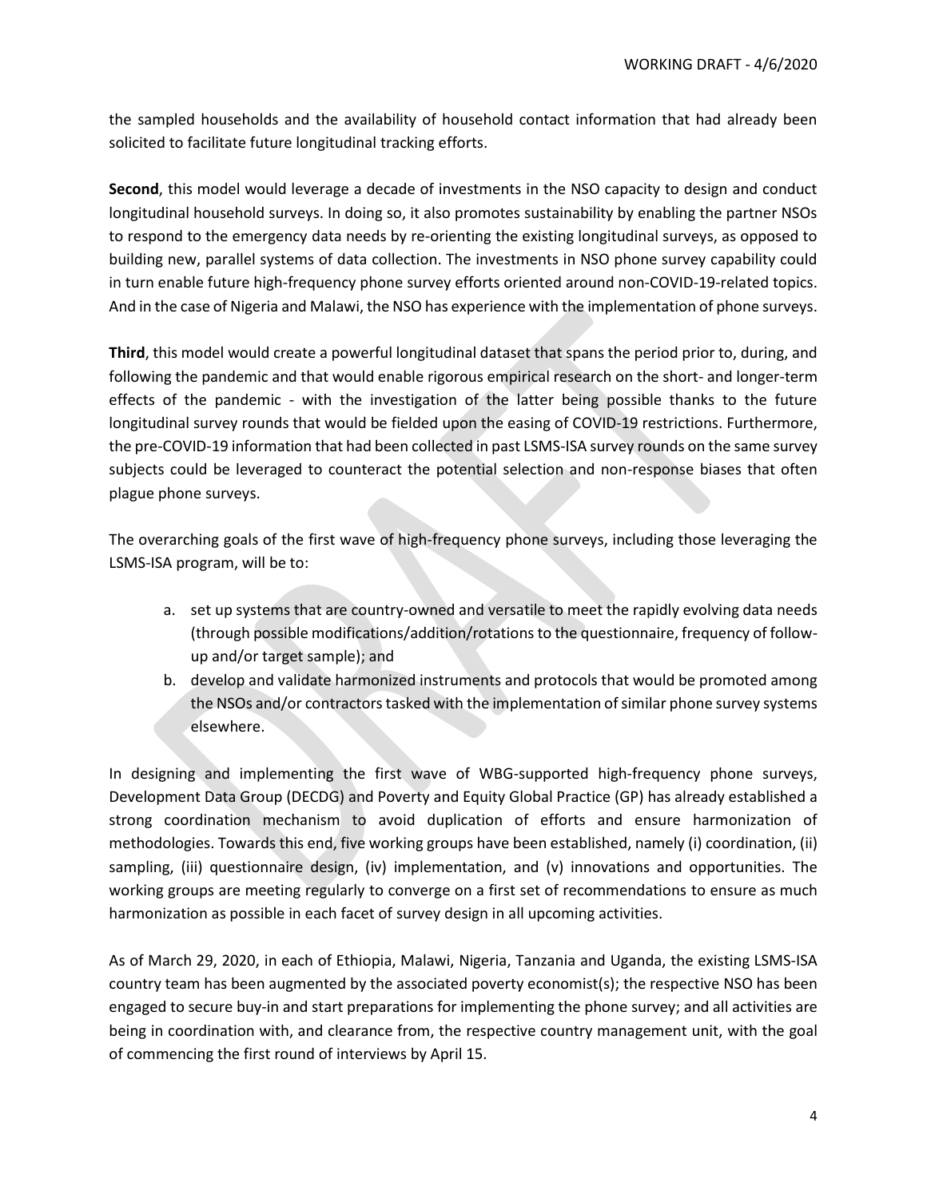the sampled households and the availability of household contact information that had already been solicited to facilitate future longitudinal tracking efforts.

**Second**, this model would leverage a decade of investments in the NSO capacity to design and conduct longitudinal household surveys. In doing so, it also promotes sustainability by enabling the partner NSOs to respond to the emergency data needs by re-orienting the existing longitudinal surveys, as opposed to building new, parallel systems of data collection. The investments in NSO phone survey capability could in turn enable future high-frequency phone survey efforts oriented around non-COVID-19-related topics. And in the case of Nigeria and Malawi, the NSO has experience with the implementation of phone surveys.

**Third**, this model would create a powerful longitudinal dataset that spans the period prior to, during, and following the pandemic and that would enable rigorous empirical research on the short- and longer-term effects of the pandemic - with the investigation of the latter being possible thanks to the future longitudinal survey rounds that would be fielded upon the easing of COVID-19 restrictions. Furthermore, the pre-COVID-19 information that had been collected in past LSMS-ISA survey rounds on the same survey subjects could be leveraged to counteract the potential selection and non-response biases that often plague phone surveys.

The overarching goals of the first wave of high-frequency phone surveys, including those leveraging the LSMS-ISA program, will be to:

a. set up systems that are country-owned and versatile to meet the rapidly evolving data needs (through possible modifications/addition/rotations to the questionnaire, frequency of follow-up and/or target sample); and
b. develop and validate harmonized instruments and protocols that would be promoted among the NSOs and/or contractors tasked with the implementation of similar phone survey systems elsewhere.

In designing and implementing the first wave of WBG-supported high-frequency phone surveys, Development Data Group (DECDG) and Poverty and Equity Global Practice (GP) has already established a strong coordination mechanism to avoid duplication of efforts and ensure harmonization of methodologies. Towards this end, five working groups have been established, namely (i) coordination, (ii) sampling, (iii) questionnaire design, (iv) implementation, and (v) innovations and opportunities. The working groups are meeting regularly to converge on a first set of recommendations to ensure as much harmonization as possible in each facet of survey design in all upcoming activities.

As of March 29, 2020, in each of Ethiopia, Malawi, Nigeria, Tanzania and Uganda, the existing LSMS-ISA country team has been augmented by the associated poverty economist(s); the respective NSO has been engaged to secure buy-in and start preparations for implementing the phone survey; and all activities are being in coordination with, and clearance from, the respective country management unit, with the goal of commencing the first round of interviews by April 15.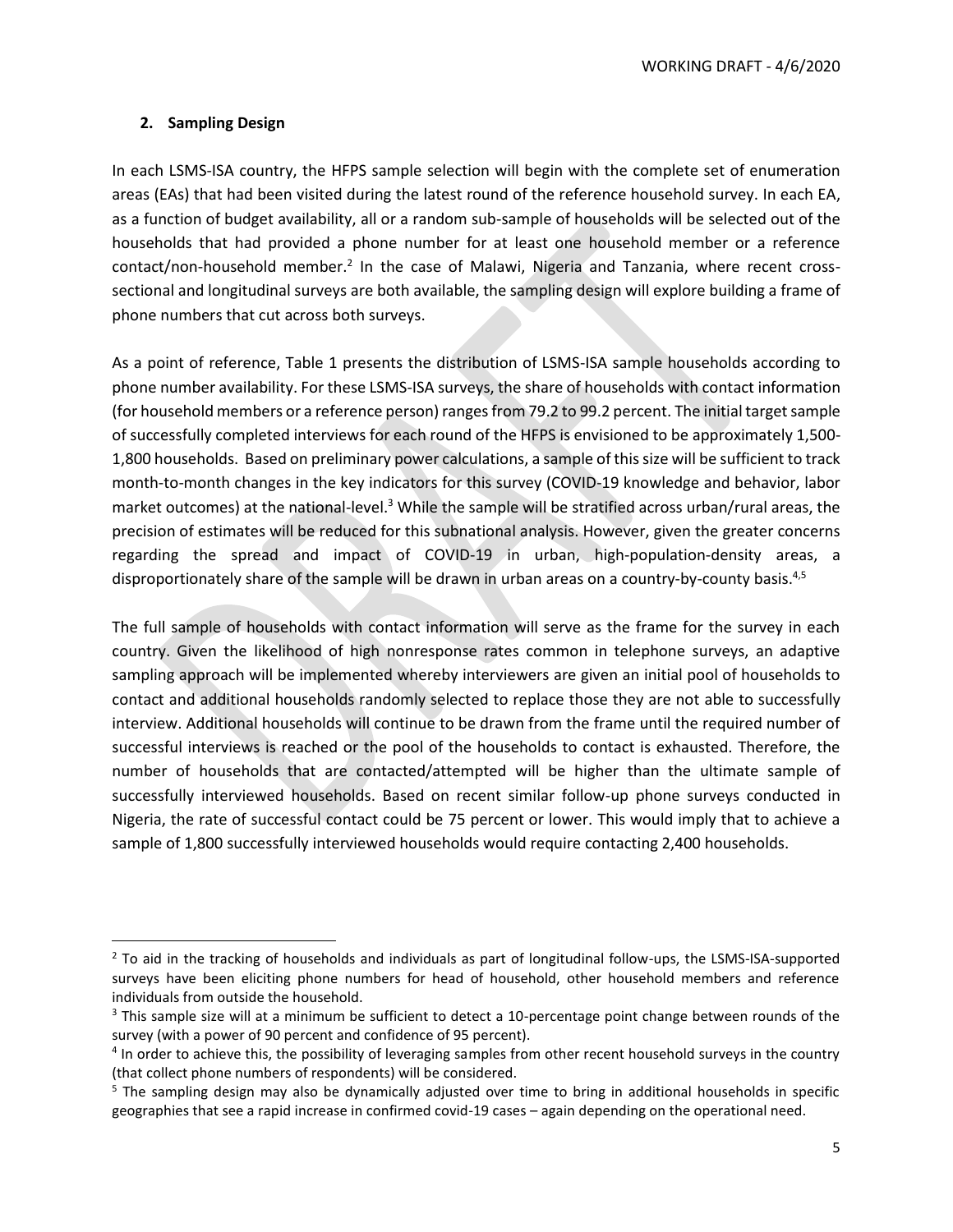## 2. Sampling Design

In each LSMS-ISA country, the HFPS sample selection will begin with the complete set of enumeration areas (EAs) that had been visited during the latest round of the reference household survey. In each EA, as a function of budget availability, all or a random sub-sample of households will be selected out of the households that had provided a phone number for at least one household member or a reference contact/non-household member.[2] In the case of Malawi, Nigeria and Tanzania, where recent cross-sectional and longitudinal surveys are both available, the sampling design will explore building a frame of phone numbers that cut across both surveys.

As a point of reference, Table 1 presents the distribution of LSMS-ISA sample households according to phone number availability. For these LSMS-ISA surveys, the share of households with contact information (for household members or a reference person) ranges from 79.2 to 99.2 percent. The initial target sample of successfully completed interviews for each round of the HFPS is envisioned to be approximately 1,500-1,800 households. Based on preliminary power calculations, a sample of this size will be sufficient to track month-to-month changes in the key indicators for this survey (COVID-19 knowledge and behavior, labor market outcomes) at the national-level.[3] While the sample will be stratified across urban/rural areas, the precision of estimates will be reduced for this subnational analysis. However, given the greater concerns regarding the spread and impact of COVID-19 in urban, high-population-density areas, a disproportionately share of the sample will be drawn in urban areas on a country-by-county basis.[4,5]

The full sample of households with contact information will serve as the frame for the survey in each country. Given the likelihood of high nonresponse rates common in telephone surveys, an adaptive sampling approach will be implemented whereby interviewers are given an initial pool of households to contact and additional households randomly selected to replace those they are not able to successfully interview. Additional households will continue to be drawn from the frame until the required number of successful interviews is reached or the pool of the households to contact is exhausted. Therefore, the number of households that are contacted/attempted will be higher than the ultimate sample of successfully interviewed households. Based on recent similar follow-up phone surveys conducted in Nigeria, the rate of successful contact could be 75 percent or lower. This would imply that to achieve a sample of 1,800 successfully interviewed households would require contacting 2,400 households.

---

[2] To aid in the tracking of households and individuals as part of longitudinal follow-ups, the LSMS-ISA-supported surveys have been eliciting phone numbers for head of household, other household members and reference individuals from outside the household.

[3] This sample size will at a minimum be sufficient to detect a 10-percentage point change between rounds of the survey (with a power of 90 percent and confidence of 95 percent).

[4] In order to achieve this, the possibility of leveraging samples from other recent household surveys in the country (that collect phone numbers of respondents) will be considered.

[5] The sampling design may also be dynamically adjusted over time to bring in additional households in specific geographies that see a rapid increase in confirmed covid-19 cases – again depending on the operational need.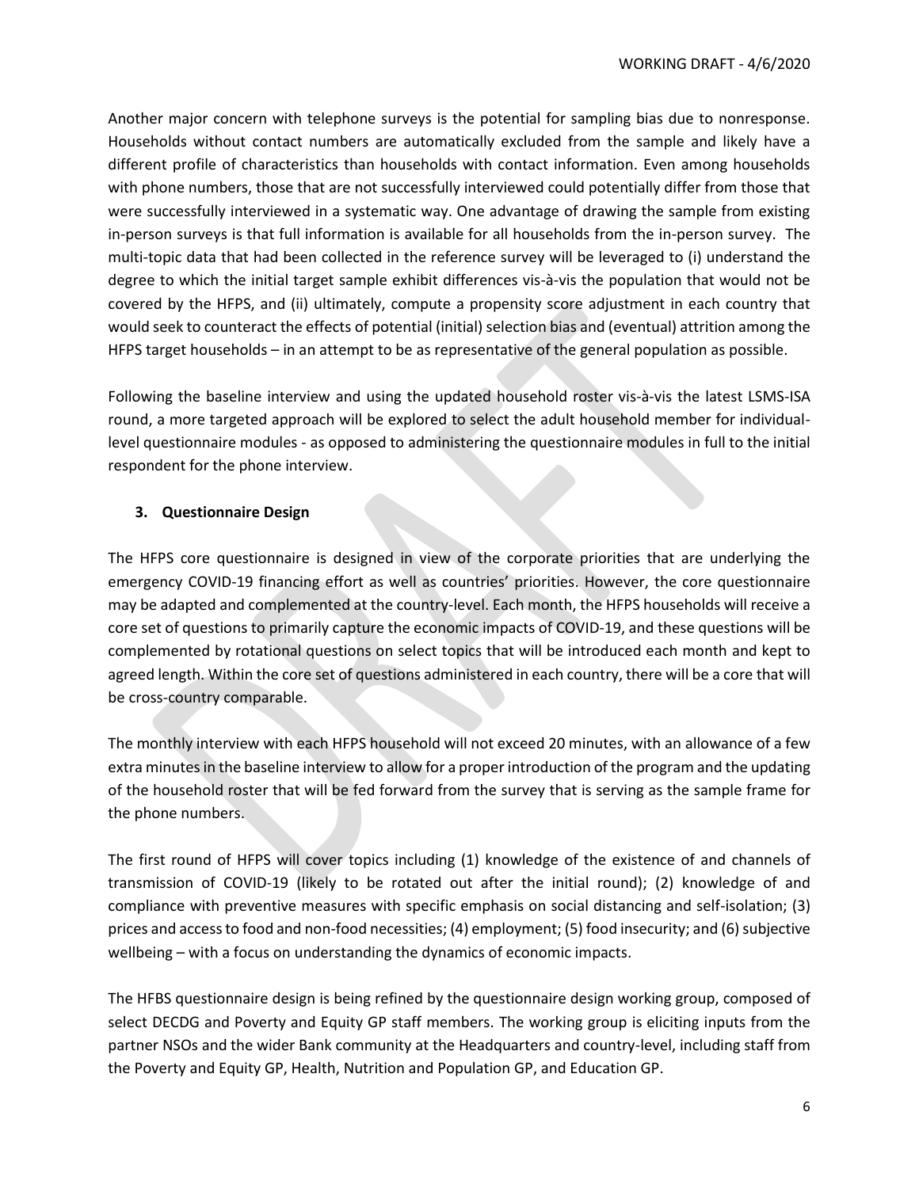Another major concern with telephone surveys is the potential for sampling bias due to nonresponse. Households without contact numbers are automatically excluded from the sample and likely have a different profile of characteristics than households with contact information. Even among households with phone numbers, those that are not successfully interviewed could potentially differ from those that were successfully interviewed in a systematic way. One advantage of drawing the sample from existing in-person surveys is that full information is available for all households from the in-person survey. The multi-topic data that had been collected in the reference survey will be leveraged to (i) understand the degree to which the initial target sample exhibit differences vis-à-vis the population that would not be covered by the HFPS, and (ii) ultimately, compute a propensity score adjustment in each country that would seek to counteract the effects of potential (initial) selection bias and (eventual) attrition among the HFPS target households – in an attempt to be as representative of the general population as possible.

Following the baseline interview and using the updated household roster vis-à-vis the latest LSMS-ISA round, a more targeted approach will be explored to select the adult household member for individual-level questionnaire modules - as opposed to administering the questionnaire modules in full to the initial respondent for the phone interview.

## 3. Questionnaire Design

The HFPS core questionnaire is designed in view of the corporate priorities that are underlying the emergency COVID-19 financing effort as well as countries' priorities. However, the core questionnaire may be adapted and complemented at the country-level. Each month, the HFPS households will receive a core set of questions to primarily capture the economic impacts of COVID-19, and these questions will be complemented by rotational questions on select topics that will be introduced each month and kept to agreed length. Within the core set of questions administered in each country, there will be a core that will be cross-country comparable.

The monthly interview with each HFPS household will not exceed 20 minutes, with an allowance of a few extra minutes in the baseline interview to allow for a proper introduction of the program and the updating of the household roster that will be fed forward from the survey that is serving as the sample frame for the phone numbers.

The first round of HFPS will cover topics including (1) knowledge of the existence of and channels of transmission of COVID-19 (likely to be rotated out after the initial round); (2) knowledge of and compliance with preventive measures with specific emphasis on social distancing and self-isolation; (3) prices and access to food and non-food necessities; (4) employment; (5) food insecurity; and (6) subjective wellbeing – with a focus on understanding the dynamics of economic impacts.

The HFBS questionnaire design is being refined by the questionnaire design working group, composed of select DECDG and Poverty and Equity GP staff members. The working group is eliciting inputs from the partner NSOs and the wider Bank community at the Headquarters and country-level, including staff from the Poverty and Equity GP, Health, Nutrition and Population GP, and Education GP.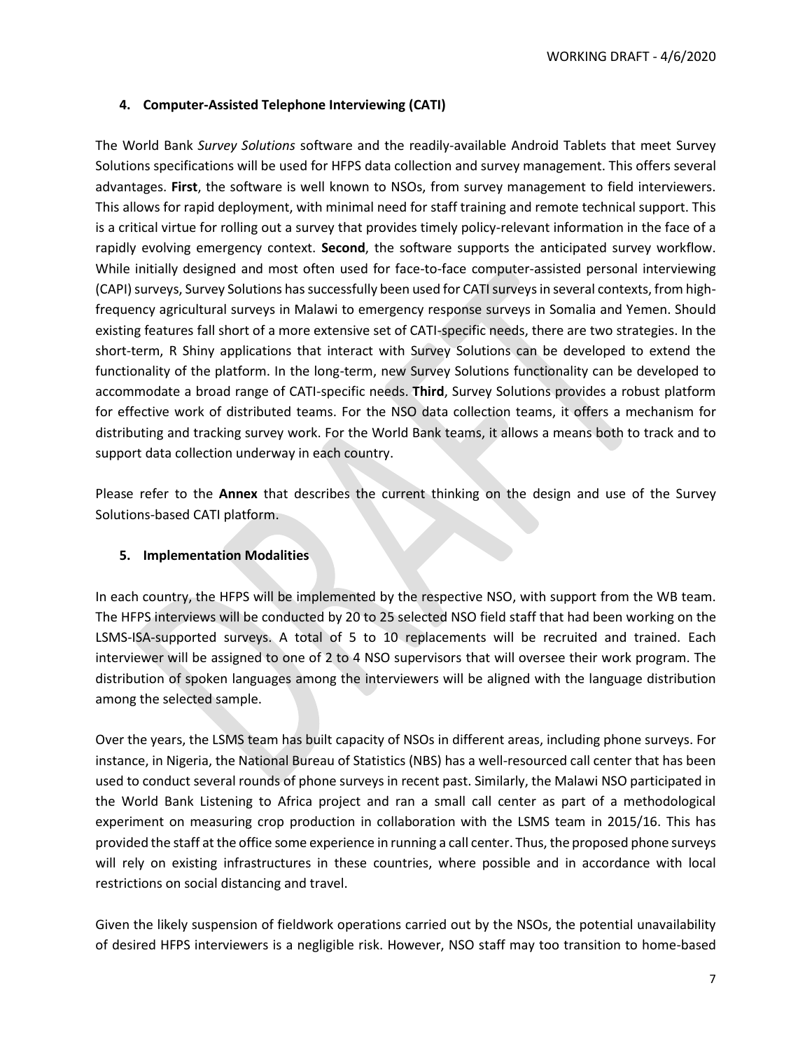## 4. Computer-Assisted Telephone Interviewing (CATI)

The World Bank *Survey Solutions* software and the readily-available Android Tablets that meet Survey Solutions specifications will be used for HFPS data collection and survey management. This offers several advantages. **First**, the software is well known to NSOs, from survey management to field interviewers. This allows for rapid deployment, with minimal need for staff training and remote technical support. This is a critical virtue for rolling out a survey that provides timely policy-relevant information in the face of a rapidly evolving emergency context. **Second**, the software supports the anticipated survey workflow. While initially designed and most often used for face-to-face computer-assisted personal interviewing (CAPI) surveys, Survey Solutions has successfully been used for CATI surveys in several contexts, from high-frequency agricultural surveys in Malawi to emergency response surveys in Somalia and Yemen. Should existing features fall short of a more extensive set of CATI-specific needs, there are two strategies. In the short-term, R Shiny applications that interact with Survey Solutions can be developed to extend the functionality of the platform. In the long-term, new Survey Solutions functionality can be developed to accommodate a broad range of CATI-specific needs. **Third**, Survey Solutions provides a robust platform for effective work of distributed teams. For the NSO data collection teams, it offers a mechanism for distributing and tracking survey work. For the World Bank teams, it allows a means both to track and to support data collection underway in each country.

Please refer to the **Annex** that describes the current thinking on the design and use of the Survey Solutions-based CATI platform.

## 5. Implementation Modalities

In each country, the HFPS will be implemented by the respective NSO, with support from the WB team. The HFPS interviews will be conducted by 20 to 25 selected NSO field staff that had been working on the LSMS-ISA-supported surveys. A total of 5 to 10 replacements will be recruited and trained. Each interviewer will be assigned to one of 2 to 4 NSO supervisors that will oversee their work program. The distribution of spoken languages among the interviewers will be aligned with the language distribution among the selected sample.

Over the years, the LSMS team has built capacity of NSOs in different areas, including phone surveys. For instance, in Nigeria, the National Bureau of Statistics (NBS) has a well-resourced call center that has been used to conduct several rounds of phone surveys in recent past. Similarly, the Malawi NSO participated in the World Bank Listening to Africa project and ran a small call center as part of a methodological experiment on measuring crop production in collaboration with the LSMS team in 2015/16. This has provided the staff at the office some experience in running a call center. Thus, the proposed phone surveys will rely on existing infrastructures in these countries, where possible and in accordance with local restrictions on social distancing and travel.

Given the likely suspension of fieldwork operations carried out by the NSOs, the potential unavailability of desired HFPS interviewers is a negligible risk. However, NSO staff may too transition to home-based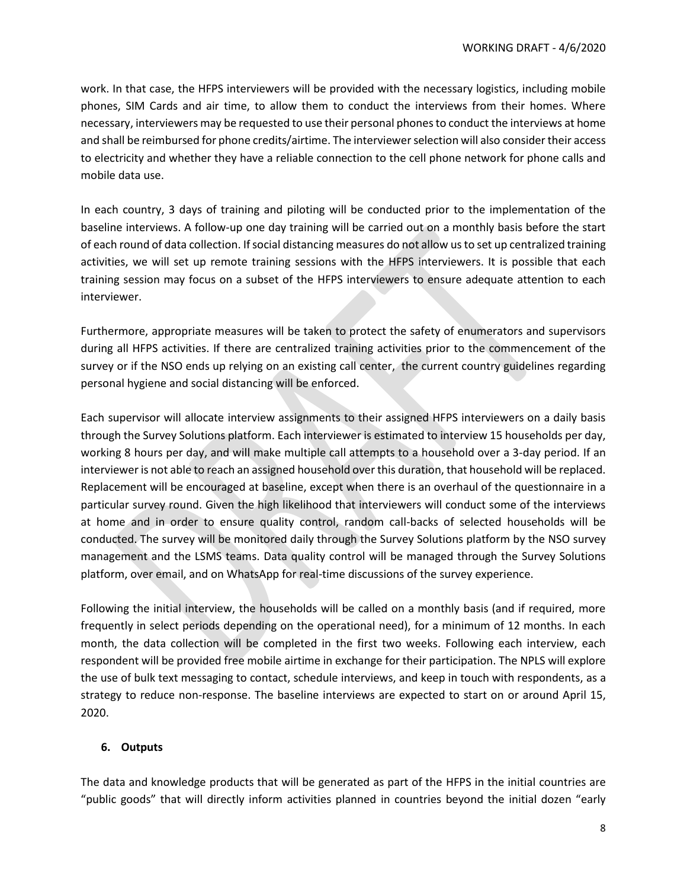work. In that case, the HFPS interviewers will be provided with the necessary logistics, including mobile phones, SIM Cards and air time, to allow them to conduct the interviews from their homes. Where necessary, interviewers may be requested to use their personal phones to conduct the interviews at home and shall be reimbursed for phone credits/airtime. The interviewer selection will also consider their access to electricity and whether they have a reliable connection to the cell phone network for phone calls and mobile data use.

In each country, 3 days of training and piloting will be conducted prior to the implementation of the baseline interviews. A follow-up one day training will be carried out on a monthly basis before the start of each round of data collection. If social distancing measures do not allow us to set up centralized training activities, we will set up remote training sessions with the HFPS interviewers. It is possible that each training session may focus on a subset of the HFPS interviewers to ensure adequate attention to each interviewer.

Furthermore, appropriate measures will be taken to protect the safety of enumerators and supervisors during all HFPS activities. If there are centralized training activities prior to the commencement of the survey or if the NSO ends up relying on an existing call center, the current country guidelines regarding personal hygiene and social distancing will be enforced.

Each supervisor will allocate interview assignments to their assigned HFPS interviewers on a daily basis through the Survey Solutions platform. Each interviewer is estimated to interview 15 households per day, working 8 hours per day, and will make multiple call attempts to a household over a 3-day period. If an interviewer is not able to reach an assigned household over this duration, that household will be replaced. Replacement will be encouraged at baseline, except when there is an overhaul of the questionnaire in a particular survey round. Given the high likelihood that interviewers will conduct some of the interviews at home and in order to ensure quality control, random call-backs of selected households will be conducted. The survey will be monitored daily through the Survey Solutions platform by the NSO survey management and the LSMS teams. Data quality control will be managed through the Survey Solutions platform, over email, and on WhatsApp for real-time discussions of the survey experience.

Following the initial interview, the households will be called on a monthly basis (and if required, more frequently in select periods depending on the operational need), for a minimum of 12 months. In each month, the data collection will be completed in the first two weeks. Following each interview, each respondent will be provided free mobile airtime in exchange for their participation. The NPLS will explore the use of bulk text messaging to contact, schedule interviews, and keep in touch with respondents, as a strategy to reduce non-response. The baseline interviews are expected to start on or around April 15, 2020.

## 6. Outputs

The data and knowledge products that will be generated as part of the HFPS in the initial countries are "public goods" that will directly inform activities planned in countries beyond the initial dozen "early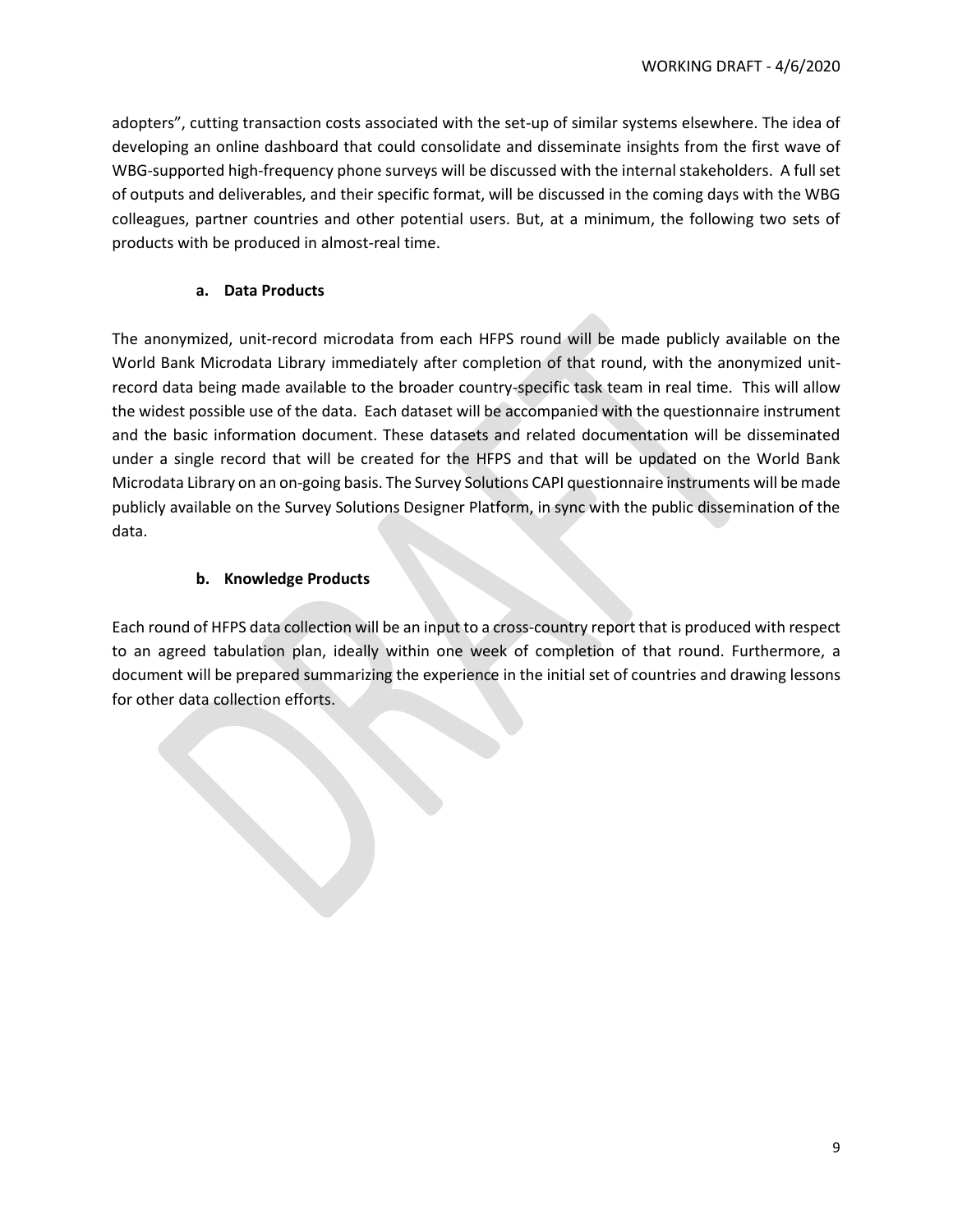adopters", cutting transaction costs associated with the set-up of similar systems elsewhere. The idea of developing an online dashboard that could consolidate and disseminate insights from the first wave of WBG-supported high-frequency phone surveys will be discussed with the internal stakeholders. A full set of outputs and deliverables, and their specific format, will be discussed in the coming days with the WBG colleagues, partner countries and other potential users. But, at a minimum, the following two sets of products with be produced in almost-real time.

### a. Data Products

The anonymized, unit-record microdata from each HFPS round will be made publicly available on the World Bank Microdata Library immediately after completion of that round, with the anonymized unit-record data being made available to the broader country-specific task team in real time. This will allow the widest possible use of the data. Each dataset will be accompanied with the questionnaire instrument and the basic information document. These datasets and related documentation will be disseminated under a single record that will be created for the HFPS and that will be updated on the World Bank Microdata Library on an on-going basis. The Survey Solutions CAPI questionnaire instruments will be made publicly available on the Survey Solutions Designer Platform, in sync with the public dissemination of the data.

### b. Knowledge Products

Each round of HFPS data collection will be an input to a cross-country report that is produced with respect to an agreed tabulation plan, ideally within one week of completion of that round. Furthermore, a document will be prepared summarizing the experience in the initial set of countries and drawing lessons for other data collection efforts.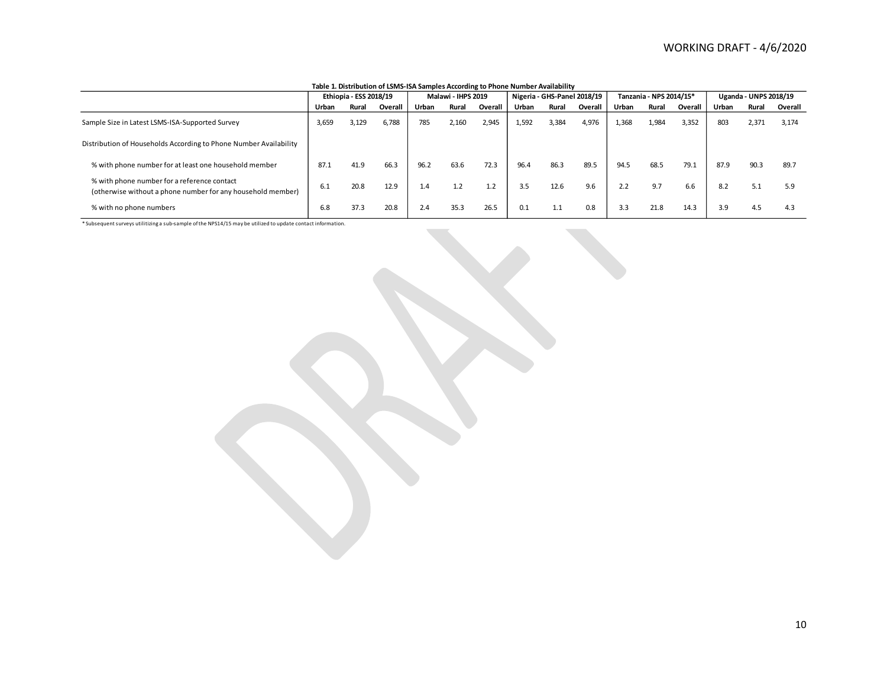**Table 1. Distribution of LSMS-ISA Samples According to Phone Number Availability**

| | Ethiopia - ESS 2018/19 | | | Malawi - IHPS 2019 | | | Nigeria - GHS-Panel 2018/19 | | | Tanzania - NPS 2014/15* | | | Uganda - UNPS 2018/19 | | |
|---|---|---|---|---|---|---|---|---|---|---|---|---|---|---|---|
| | **Urban** | **Rural** | **Overall** | **Urban** | **Rural** | **Overall** | **Urban** | **Rural** | **Overall** | **Urban** | **Rural** | **Overall** | **Urban** | **Rural** | **Overall** |
| Sample Size in Latest LSMS-ISA-Supported Survey | 3,659 | 3,129 | 6,788 | 785 | 2,160 | 2,945 | 1,592 | 3,384 | 4,976 | 1,368 | 1,984 | 3,352 | 803 | 2,371 | 3,174 |
| Distribution of Households According to Phone Number Availability | | | | | | | | | | | | | | | |
| % with phone number for at least one household member | 87.1 | 41.9 | 66.3 | 96.2 | 63.6 | 72.3 | 96.4 | 86.3 | 89.5 | 94.5 | 68.5 | 79.1 | 87.9 | 90.3 | 89.7 |
| % with phone number for a reference contact (otherwise without a phone number for any household member) | 6.1 | 20.8 | 12.9 | 1.4 | 1.2 | 1.2 | 3.5 | 12.6 | 9.6 | 2.2 | 9.7 | 6.6 | 8.2 | 5.1 | 5.9 |
| % with no phone numbers | 6.8 | 37.3 | 20.8 | 2.4 | 35.3 | 26.5 | 0.1 | 1.1 | 0.8 | 3.3 | 21.8 | 14.3 | 3.9 | 4.5 | 4.3 |

* Subsequent surveys utilitizing a sub-sample of the NPS14/15 may be utilized to update contact information.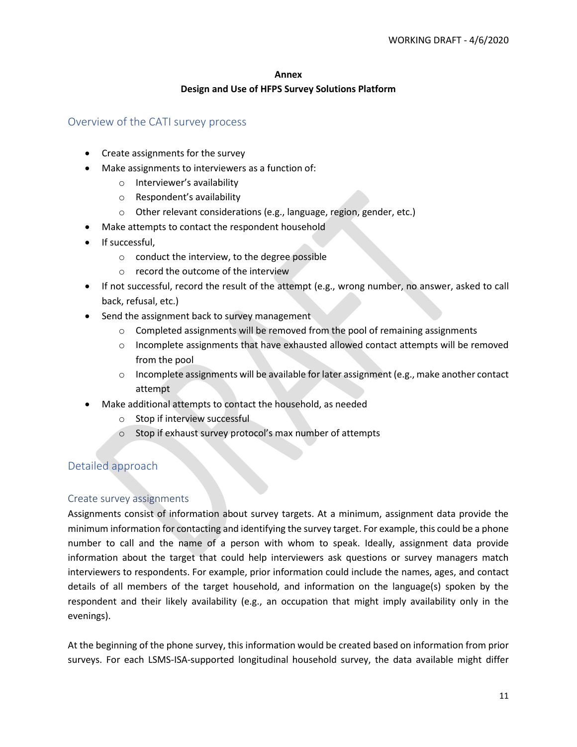**Annex**

**Design and Use of HFPS Survey Solutions Platform**

## Overview of the CATI survey process

- Create assignments for the survey
- Make assignments to interviewers as a function of:
    - Interviewer's availability
    - Respondent's availability
    - Other relevant considerations (e.g., language, region, gender, etc.)
- Make attempts to contact the respondent household
- If successful,
    - conduct the interview, to the degree possible
    - record the outcome of the interview
- If not successful, record the result of the attempt (e.g., wrong number, no answer, asked to call back, refusal, etc.)
- Send the assignment back to survey management
    - Completed assignments will be removed from the pool of remaining assignments
    - Incomplete assignments that have exhausted allowed contact attempts will be removed from the pool
    - Incomplete assignments will be available for later assignment (e.g., make another contact attempt
- Make additional attempts to contact the household, as needed
    - Stop if interview successful
    - Stop if exhaust survey protocol's max number of attempts

## Detailed approach

### Create survey assignments

Assignments consist of information about survey targets. At a minimum, assignment data provide the minimum information for contacting and identifying the survey target. For example, this could be a phone number to call and the name of a person with whom to speak. Ideally, assignment data provide information about the target that could help interviewers ask questions or survey managers match interviewers to respondents. For example, prior information could include the names, ages, and contact details of all members of the target household, and information on the language(s) spoken by the respondent and their likely availability (e.g., an occupation that might imply availability only in the evenings).

At the beginning of the phone survey, this information would be created based on information from prior surveys. For each LSMS-ISA-supported longitudinal household survey, the data available might differ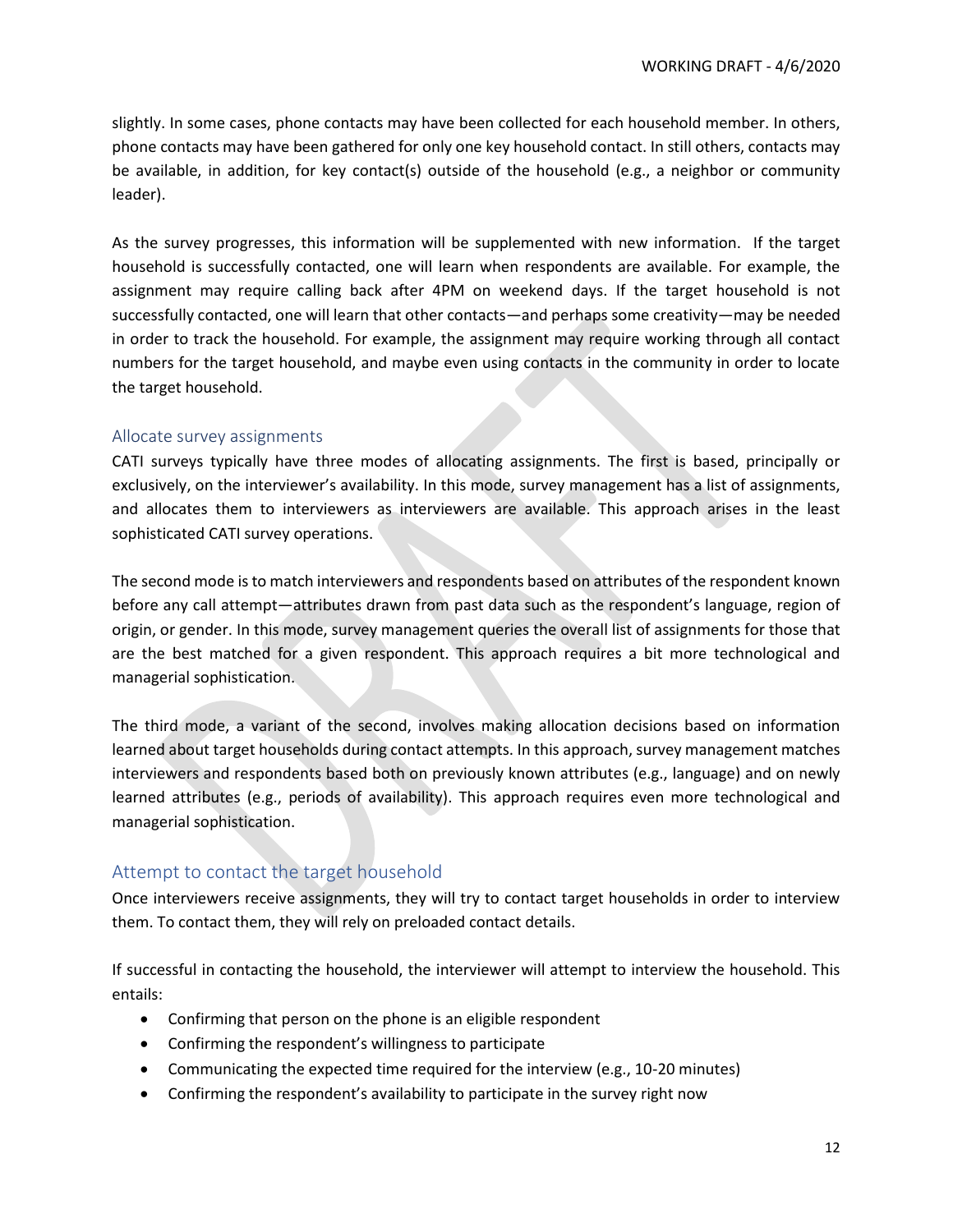slightly. In some cases, phone contacts may have been collected for each household member. In others, phone contacts may have been gathered for only one key household contact. In still others, contacts may be available, in addition, for key contact(s) outside of the household (e.g., a neighbor or community leader).

As the survey progresses, this information will be supplemented with new information. If the target household is successfully contacted, one will learn when respondents are available. For example, the assignment may require calling back after 4PM on weekend days. If the target household is not successfully contacted, one will learn that other contacts—and perhaps some creativity—may be needed in order to track the household. For example, the assignment may require working through all contact numbers for the target household, and maybe even using contacts in the community in order to locate the target household.

### Allocate survey assignments

CATI surveys typically have three modes of allocating assignments. The first is based, principally or exclusively, on the interviewer's availability. In this mode, survey management has a list of assignments, and allocates them to interviewers as interviewers are available. This approach arises in the least sophisticated CATI survey operations.

The second mode is to match interviewers and respondents based on attributes of the respondent known before any call attempt—attributes drawn from past data such as the respondent's language, region of origin, or gender. In this mode, survey management queries the overall list of assignments for those that are the best matched for a given respondent. This approach requires a bit more technological and managerial sophistication.

The third mode, a variant of the second, involves making allocation decisions based on information learned about target households during contact attempts. In this approach, survey management matches interviewers and respondents based both on previously known attributes (e.g., language) and on newly learned attributes (e.g., periods of availability). This approach requires even more technological and managerial sophistication.

## Attempt to contact the target household

Once interviewers receive assignments, they will try to contact target households in order to interview them. To contact them, they will rely on preloaded contact details.

If successful in contacting the household, the interviewer will attempt to interview the household. This entails:

- Confirming that person on the phone is an eligible respondent
- Confirming the respondent's willingness to participate
- Communicating the expected time required for the interview (e.g., 10-20 minutes)
- Confirming the respondent's availability to participate in the survey right now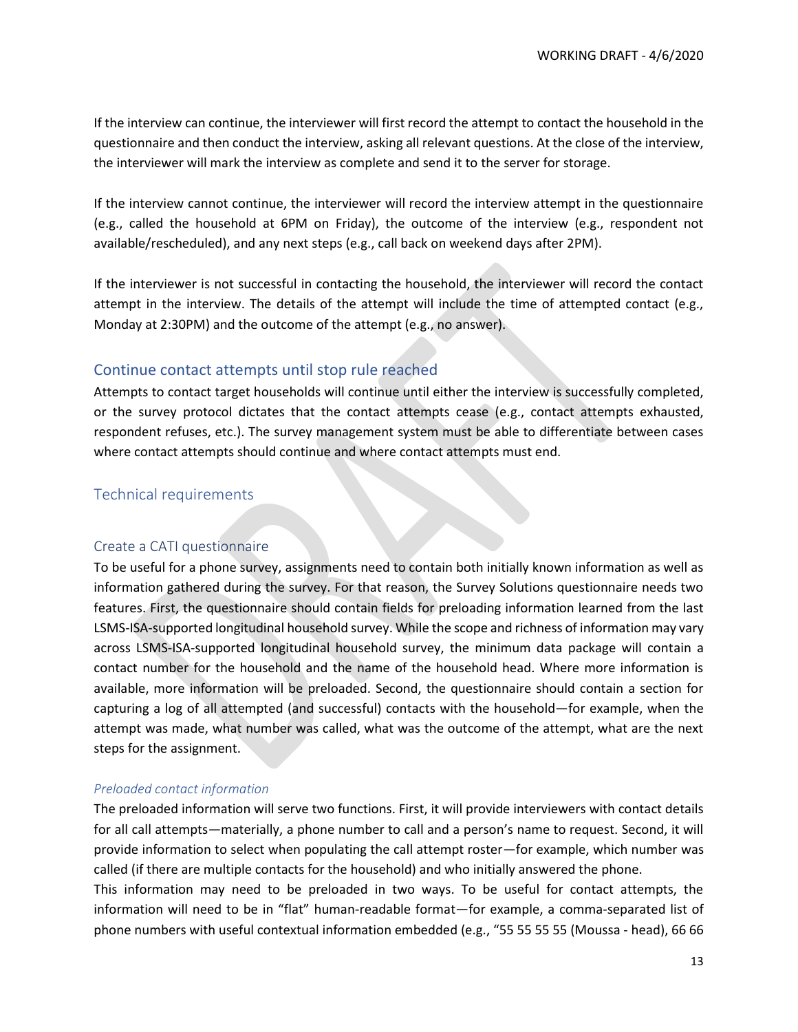If the interview can continue, the interviewer will first record the attempt to contact the household in the questionnaire and then conduct the interview, asking all relevant questions. At the close of the interview, the interviewer will mark the interview as complete and send it to the server for storage.

If the interview cannot continue, the interviewer will record the interview attempt in the questionnaire (e.g., called the household at 6PM on Friday), the outcome of the interview (e.g., respondent not available/rescheduled), and any next steps (e.g., call back on weekend days after 2PM).

If the interviewer is not successful in contacting the household, the interviewer will record the contact attempt in the interview. The details of the attempt will include the time of attempted contact (e.g., Monday at 2:30PM) and the outcome of the attempt (e.g., no answer).

### Continue contact attempts until stop rule reached

Attempts to contact target households will continue until either the interview is successfully completed, or the survey protocol dictates that the contact attempts cease (e.g., contact attempts exhausted, respondent refuses, etc.). The survey management system must be able to differentiate between cases where contact attempts should continue and where contact attempts must end.

## Technical requirements

### Create a CATI questionnaire

To be useful for a phone survey, assignments need to contain both initially known information as well as information gathered during the survey. For that reason, the Survey Solutions questionnaire needs two features. First, the questionnaire should contain fields for preloading information learned from the last LSMS-ISA-supported longitudinal household survey. While the scope and richness of information may vary across LSMS-ISA-supported longitudinal household survey, the minimum data package will contain a contact number for the household and the name of the household head. Where more information is available, more information will be preloaded. Second, the questionnaire should contain a section for capturing a log of all attempted (and successful) contacts with the household—for example, when the attempt was made, what number was called, what was the outcome of the attempt, what are the next steps for the assignment.

#### *Preloaded contact information*

The preloaded information will serve two functions. First, it will provide interviewers with contact details for all call attempts—materially, a phone number to call and a person's name to request. Second, it will provide information to select when populating the call attempt roster—for example, which number was called (if there are multiple contacts for the household) and who initially answered the phone.

This information may need to be preloaded in two ways. To be useful for contact attempts, the information will need to be in "flat" human-readable format—for example, a comma-separated list of phone numbers with useful contextual information embedded (e.g., "55 55 55 55 (Moussa - head), 66 66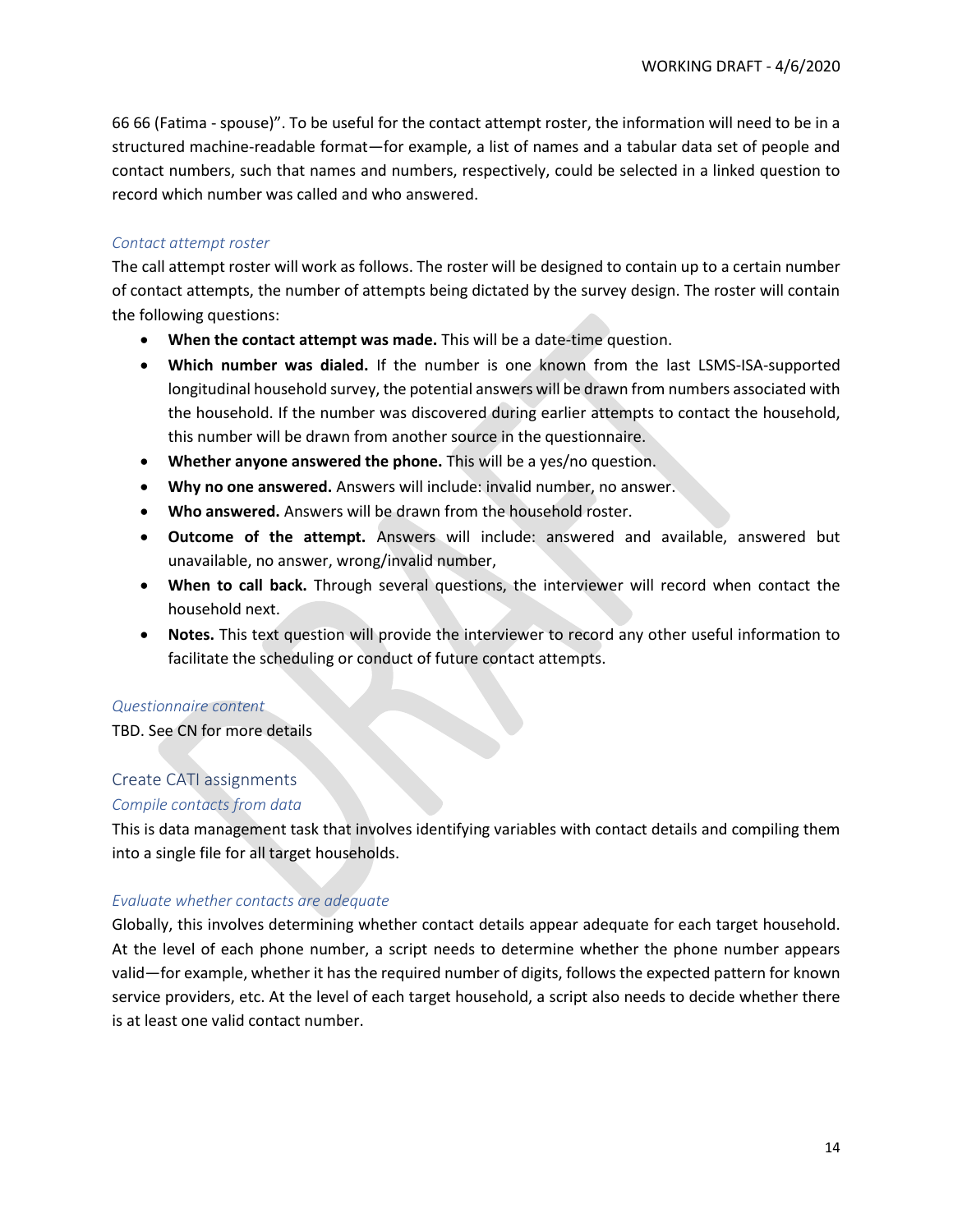66 66 (Fatima - spouse)". To be useful for the contact attempt roster, the information will need to be in a structured machine-readable format—for example, a list of names and a tabular data set of people and contact numbers, such that names and numbers, respectively, could be selected in a linked question to record which number was called and who answered.

#### *Contact attempt roster*

The call attempt roster will work as follows. The roster will be designed to contain up to a certain number of contact attempts, the number of attempts being dictated by the survey design. The roster will contain the following questions:

- **When the contact attempt was made.** This will be a date-time question.
- **Which number was dialed.** If the number is one known from the last LSMS-ISA-supported longitudinal household survey, the potential answers will be drawn from numbers associated with the household. If the number was discovered during earlier attempts to contact the household, this number will be drawn from another source in the questionnaire.
- **Whether anyone answered the phone.** This will be a yes/no question.
- **Why no one answered.** Answers will include: invalid number, no answer.
- **Who answered.** Answers will be drawn from the household roster.
- **Outcome of the attempt.** Answers will include: answered and available, answered but unavailable, no answer, wrong/invalid number,
- **When to call back.** Through several questions, the interviewer will record when contact the household next.
- **Notes.** This text question will provide the interviewer to record any other useful information to facilitate the scheduling or conduct of future contact attempts.

#### *Questionnaire content*

TBD. See CN for more details

### Create CATI assignments

#### *Compile contacts from data*

This is data management task that involves identifying variables with contact details and compiling them into a single file for all target households.

#### *Evaluate whether contacts are adequate*

Globally, this involves determining whether contact details appear adequate for each target household. At the level of each phone number, a script needs to determine whether the phone number appears valid—for example, whether it has the required number of digits, follows the expected pattern for known service providers, etc. At the level of each target household, a script also needs to decide whether there is at least one valid contact number.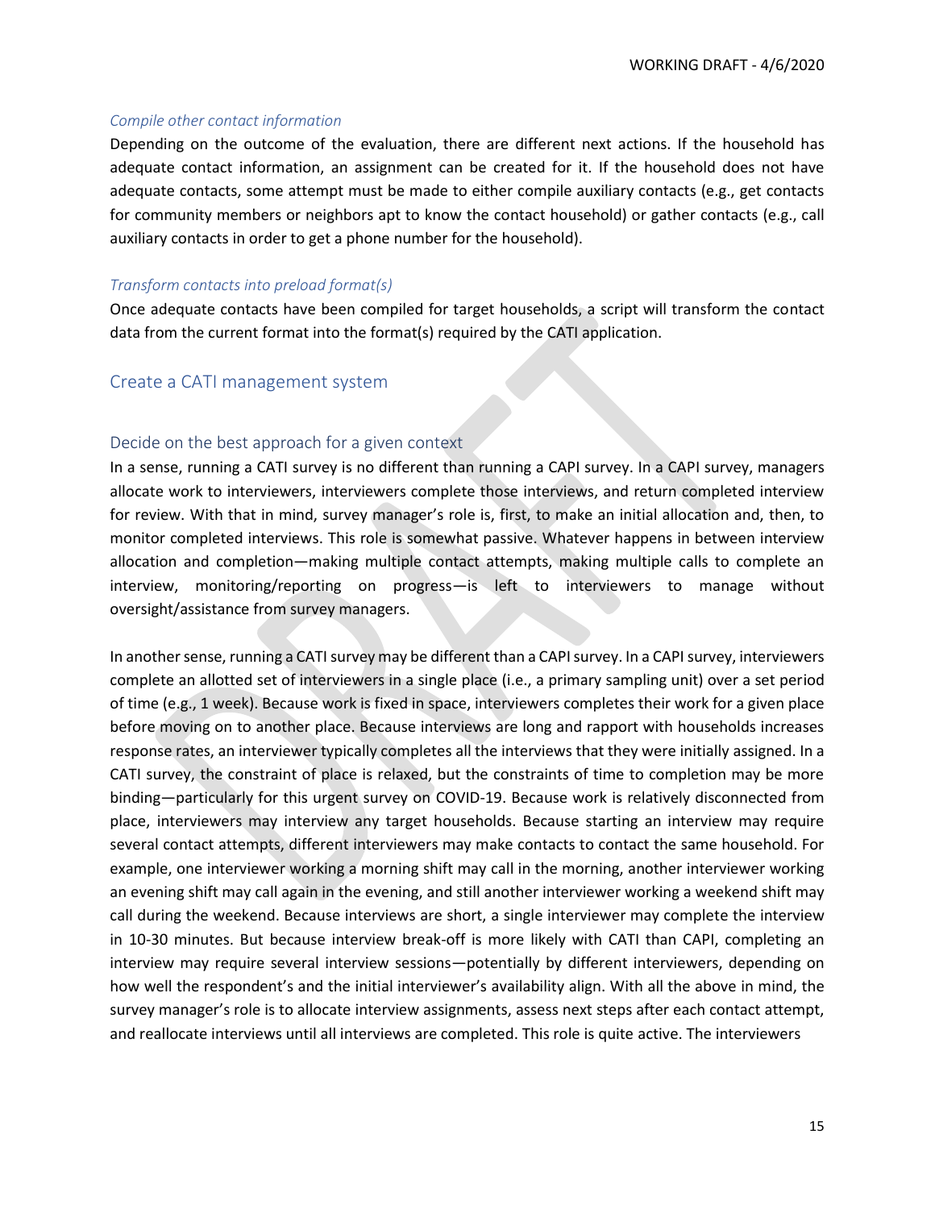#### *Compile other contact information*

Depending on the outcome of the evaluation, there are different next actions. If the household has adequate contact information, an assignment can be created for it. If the household does not have adequate contacts, some attempt must be made to either compile auxiliary contacts (e.g., get contacts for community members or neighbors apt to know the contact household) or gather contacts (e.g., call auxiliary contacts in order to get a phone number for the household).

#### *Transform contacts into preload format(s)*

Once adequate contacts have been compiled for target households, a script will transform the contact data from the current format into the format(s) required by the CATI application.

## Create a CATI management system

### Decide on the best approach for a given context

In a sense, running a CATI survey is no different than running a CAPI survey. In a CAPI survey, managers allocate work to interviewers, interviewers complete those interviews, and return completed interview for review. With that in mind, survey manager's role is, first, to make an initial allocation and, then, to monitor completed interviews. This role is somewhat passive. Whatever happens in between interview allocation and completion—making multiple contact attempts, making multiple calls to complete an interview, monitoring/reporting on progress—is left to interviewers to manage without oversight/assistance from survey managers.

In another sense, running a CATI survey may be different than a CAPI survey. In a CAPI survey, interviewers complete an allotted set of interviewers in a single place (i.e., a primary sampling unit) over a set period of time (e.g., 1 week). Because work is fixed in space, interviewers completes their work for a given place before moving on to another place. Because interviews are long and rapport with households increases response rates, an interviewer typically completes all the interviews that they were initially assigned. In a CATI survey, the constraint of place is relaxed, but the constraints of time to completion may be more binding—particularly for this urgent survey on COVID-19. Because work is relatively disconnected from place, interviewers may interview any target households. Because starting an interview may require several contact attempts, different interviewers may make contacts to contact the same household. For example, one interviewer working a morning shift may call in the morning, another interviewer working an evening shift may call again in the evening, and still another interviewer working a weekend shift may call during the weekend. Because interviews are short, a single interviewer may complete the interview in 10-30 minutes. But because interview break-off is more likely with CATI than CAPI, completing an interview may require several interview sessions—potentially by different interviewers, depending on how well the respondent's and the initial interviewer's availability align. With all the above in mind, the survey manager's role is to allocate interview assignments, assess next steps after each contact attempt, and reallocate interviews until all interviews are completed. This role is quite active. The interviewers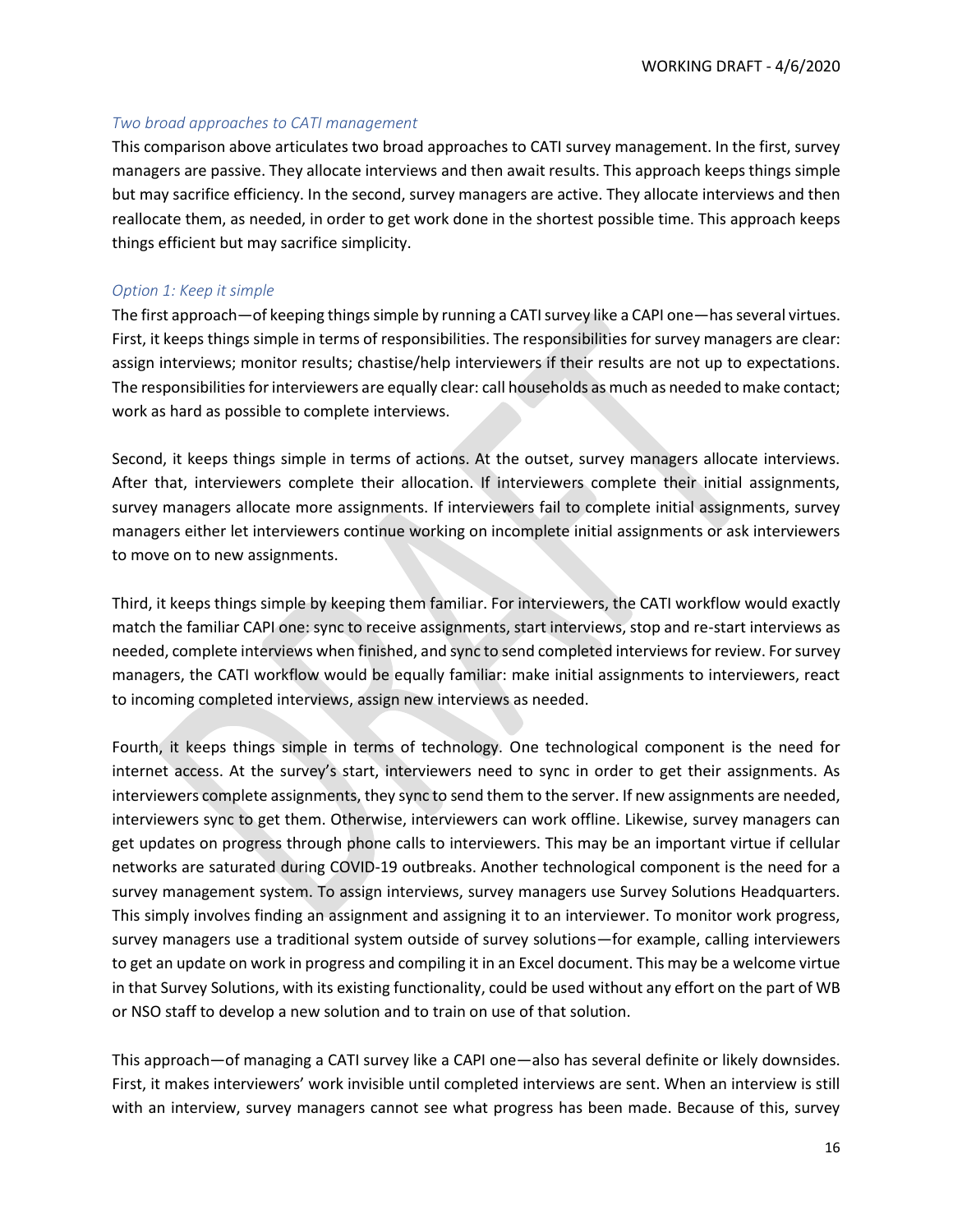### *Two broad approaches to CATI management*

This comparison above articulates two broad approaches to CATI survey management. In the first, survey managers are passive. They allocate interviews and then await results. This approach keeps things simple but may sacrifice efficiency. In the second, survey managers are active. They allocate interviews and then reallocate them, as needed, in order to get work done in the shortest possible time. This approach keeps things efficient but may sacrifice simplicity.

### *Option 1: Keep it simple*

The first approach—of keeping things simple by running a CATI survey like a CAPI one—has several virtues. First, it keeps things simple in terms of responsibilities. The responsibilities for survey managers are clear: assign interviews; monitor results; chastise/help interviewers if their results are not up to expectations. The responsibilities for interviewers are equally clear: call households as much as needed to make contact; work as hard as possible to complete interviews.

Second, it keeps things simple in terms of actions. At the outset, survey managers allocate interviews. After that, interviewers complete their allocation. If interviewers complete their initial assignments, survey managers allocate more assignments. If interviewers fail to complete initial assignments, survey managers either let interviewers continue working on incomplete initial assignments or ask interviewers to move on to new assignments.

Third, it keeps things simple by keeping them familiar. For interviewers, the CATI workflow would exactly match the familiar CAPI one: sync to receive assignments, start interviews, stop and re-start interviews as needed, complete interviews when finished, and sync to send completed interviews for review. For survey managers, the CATI workflow would be equally familiar: make initial assignments to interviewers, react to incoming completed interviews, assign new interviews as needed.

Fourth, it keeps things simple in terms of technology. One technological component is the need for internet access. At the survey's start, interviewers need to sync in order to get their assignments. As interviewers complete assignments, they sync to send them to the server. If new assignments are needed, interviewers sync to get them. Otherwise, interviewers can work offline. Likewise, survey managers can get updates on progress through phone calls to interviewers. This may be an important virtue if cellular networks are saturated during COVID-19 outbreaks. Another technological component is the need for a survey management system. To assign interviews, survey managers use Survey Solutions Headquarters. This simply involves finding an assignment and assigning it to an interviewer. To monitor work progress, survey managers use a traditional system outside of survey solutions—for example, calling interviewers to get an update on work in progress and compiling it in an Excel document. This may be a welcome virtue in that Survey Solutions, with its existing functionality, could be used without any effort on the part of WB or NSO staff to develop a new solution and to train on use of that solution.

This approach—of managing a CATI survey like a CAPI one—also has several definite or likely downsides. First, it makes interviewers' work invisible until completed interviews are sent. When an interview is still with an interview, survey managers cannot see what progress has been made. Because of this, survey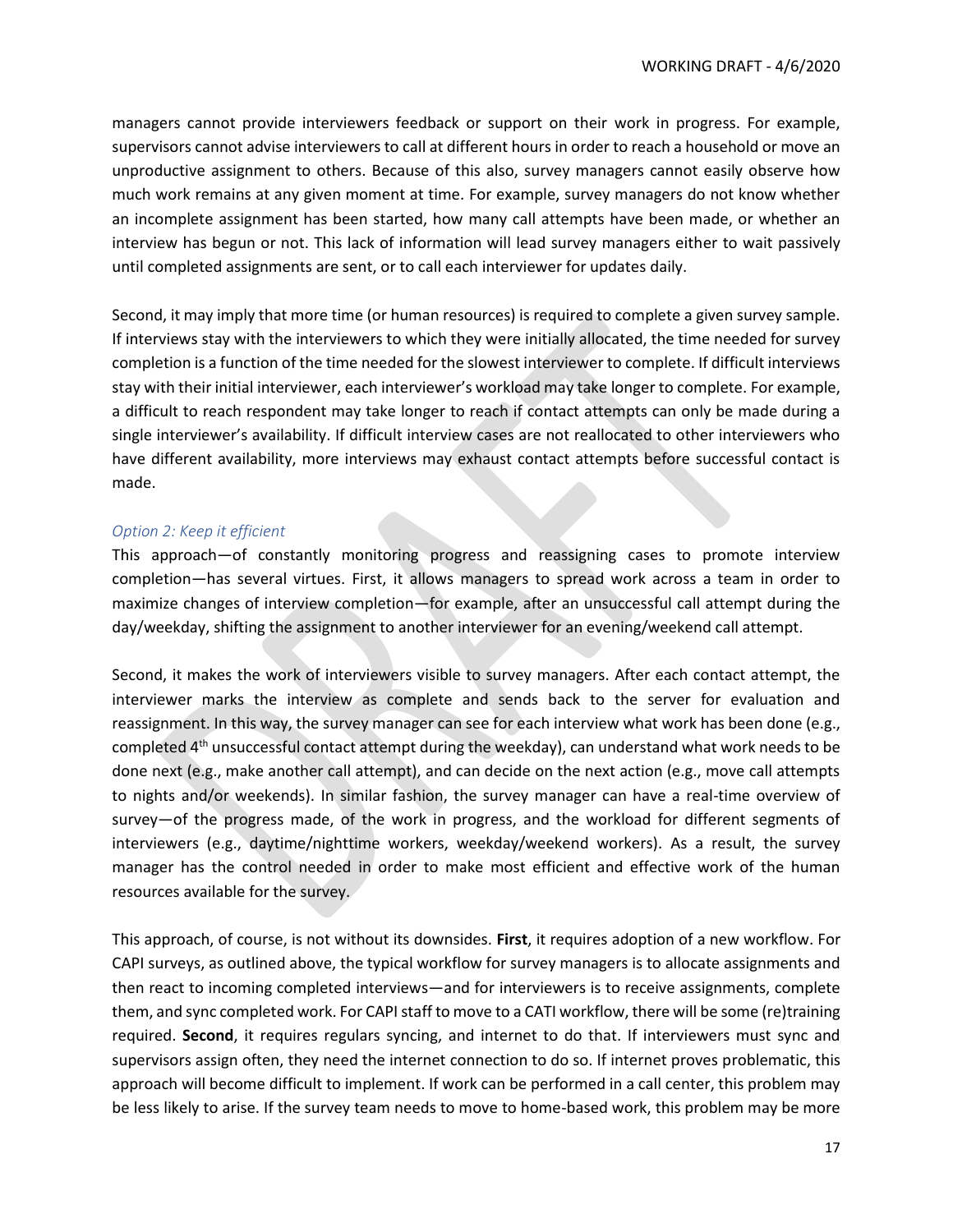managers cannot provide interviewers feedback or support on their work in progress. For example, supervisors cannot advise interviewers to call at different hours in order to reach a household or move an unproductive assignment to others. Because of this also, survey managers cannot easily observe how much work remains at any given moment at time. For example, survey managers do not know whether an incomplete assignment has been started, how many call attempts have been made, or whether an interview has begun or not. This lack of information will lead survey managers either to wait passively until completed assignments are sent, or to call each interviewer for updates daily.

Second, it may imply that more time (or human resources) is required to complete a given survey sample. If interviews stay with the interviewers to which they were initially allocated, the time needed for survey completion is a function of the time needed for the slowest interviewer to complete. If difficult interviews stay with their initial interviewer, each interviewer's workload may take longer to complete. For example, a difficult to reach respondent may take longer to reach if contact attempts can only be made during a single interviewer's availability. If difficult interview cases are not reallocated to other interviewers who have different availability, more interviews may exhaust contact attempts before successful contact is made.

#### *Option 2: Keep it efficient*

This approach—of constantly monitoring progress and reassigning cases to promote interview completion—has several virtues. First, it allows managers to spread work across a team in order to maximize changes of interview completion—for example, after an unsuccessful call attempt during the day/weekday, shifting the assignment to another interviewer for an evening/weekend call attempt.

Second, it makes the work of interviewers visible to survey managers. After each contact attempt, the interviewer marks the interview as complete and sends back to the server for evaluation and reassignment. In this way, the survey manager can see for each interview what work has been done (e.g., completed 4th unsuccessful contact attempt during the weekday), can understand what work needs to be done next (e.g., make another call attempt), and can decide on the next action (e.g., move call attempts to nights and/or weekends). In similar fashion, the survey manager can have a real-time overview of survey—of the progress made, of the work in progress, and the workload for different segments of interviewers (e.g., daytime/nighttime workers, weekday/weekend workers). As a result, the survey manager has the control needed in order to make most efficient and effective work of the human resources available for the survey.

This approach, of course, is not without its downsides. **First**, it requires adoption of a new workflow. For CAPI surveys, as outlined above, the typical workflow for survey managers is to allocate assignments and then react to incoming completed interviews—and for interviewers is to receive assignments, complete them, and sync completed work. For CAPI staff to move to a CATI workflow, there will be some (re)training required. **Second**, it requires regulars syncing, and internet to do that. If interviewers must sync and supervisors assign often, they need the internet connection to do so. If internet proves problematic, this approach will become difficult to implement. If work can be performed in a call center, this problem may be less likely to arise. If the survey team needs to move to home-based work, this problem may be more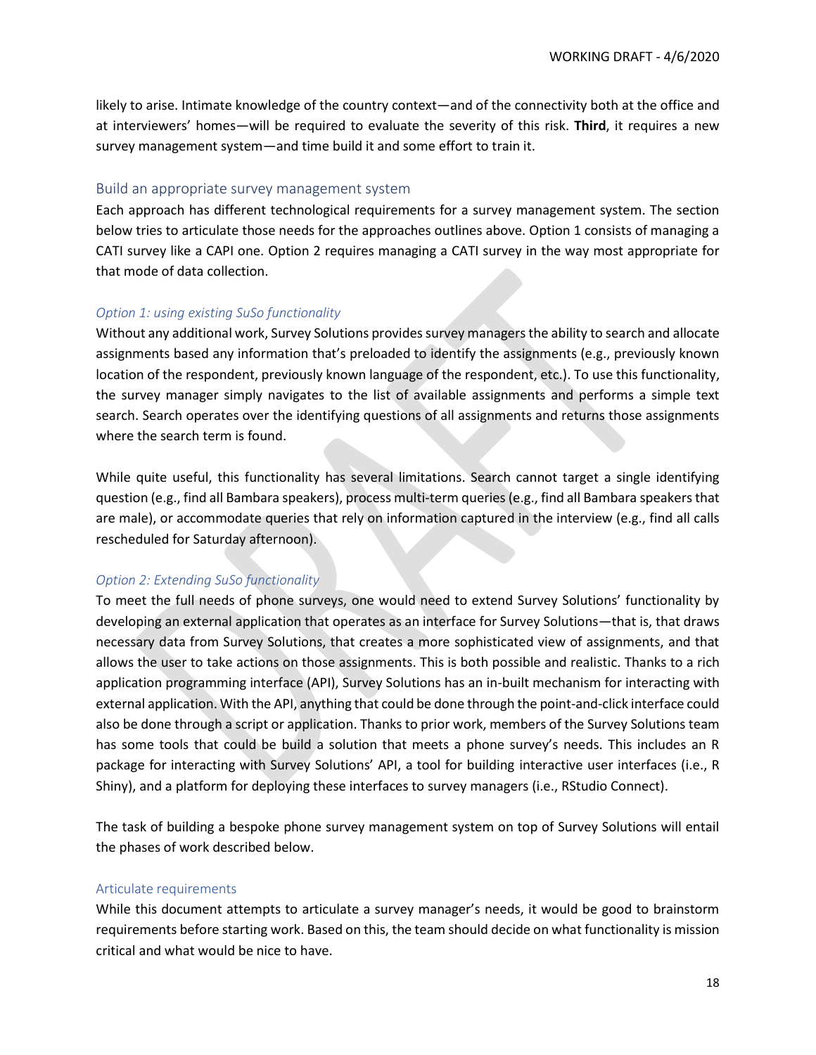likely to arise. Intimate knowledge of the country context—and of the connectivity both at the office and at interviewers' homes—will be required to evaluate the severity of this risk. **Third**, it requires a new survey management system—and time build it and some effort to train it.

## Build an appropriate survey management system

Each approach has different technological requirements for a survey management system. The section below tries to articulate those needs for the approaches outlines above. Option 1 consists of managing a CATI survey like a CAPI one. Option 2 requires managing a CATI survey in the way most appropriate for that mode of data collection.

### *Option 1: using existing SuSo functionality*

Without any additional work, Survey Solutions provides survey managers the ability to search and allocate assignments based any information that's preloaded to identify the assignments (e.g., previously known location of the respondent, previously known language of the respondent, etc.). To use this functionality, the survey manager simply navigates to the list of available assignments and performs a simple text search. Search operates over the identifying questions of all assignments and returns those assignments where the search term is found.

While quite useful, this functionality has several limitations. Search cannot target a single identifying question (e.g., find all Bambara speakers), process multi-term queries (e.g., find all Bambara speakers that are male), or accommodate queries that rely on information captured in the interview (e.g., find all calls rescheduled for Saturday afternoon).

### *Option 2: Extending SuSo functionality*

To meet the full needs of phone surveys, one would need to extend Survey Solutions' functionality by developing an external application that operates as an interface for Survey Solutions—that is, that draws necessary data from Survey Solutions, that creates a more sophisticated view of assignments, and that allows the user to take actions on those assignments. This is both possible and realistic. Thanks to a rich application programming interface (API), Survey Solutions has an in-built mechanism for interacting with external application. With the API, anything that could be done through the point-and-click interface could also be done through a script or application. Thanks to prior work, members of the Survey Solutions team has some tools that could be build a solution that meets a phone survey's needs. This includes an R package for interacting with Survey Solutions' API, a tool for building interactive user interfaces (i.e., R Shiny), and a platform for deploying these interfaces to survey managers (i.e., RStudio Connect).

The task of building a bespoke phone survey management system on top of Survey Solutions will entail the phases of work described below.

## Articulate requirements

While this document attempts to articulate a survey manager's needs, it would be good to brainstorm requirements before starting work. Based on this, the team should decide on what functionality is mission critical and what would be nice to have.